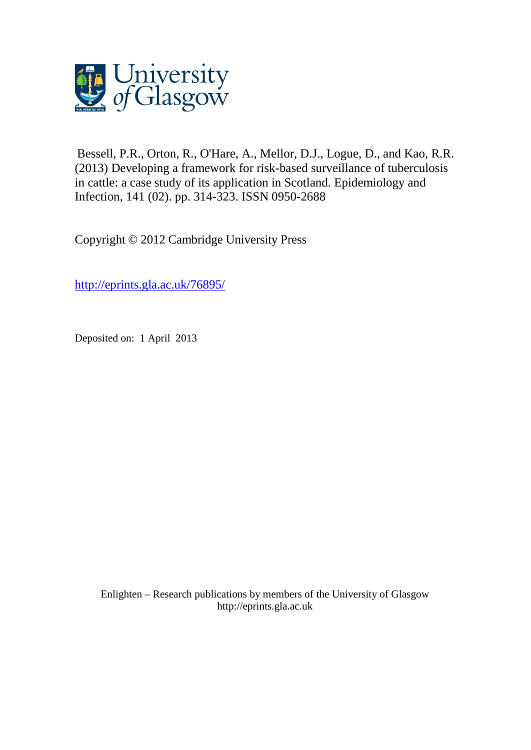Bessell, P.R., Orton, R., O'Hare, A., Mellor, D.J., Logue, D., and Kao, R.R. (2013) Developing a framework for risk-based surveillance of tuberculosis in cattle: a case study of its application in Scotland. Epidemiology and Infection, 141 (02). pp. 314-323. ISSN 0950-2688

Copyright © 2012 Cambridge University Press

http://eprints.gla.ac.uk/76895/

Deposited on: 1 April 2013

Enlighten – Research publications by members of the University of Glasgow
http://eprints.gla.ac.uk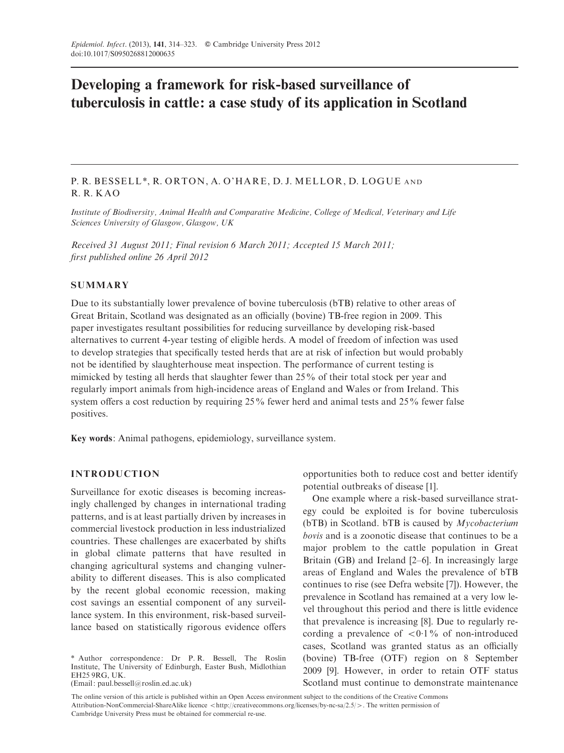# Developing a framework for risk-based surveillance of tuberculosis in cattle: a case study of its application in Scotland

P. R. BESSELL*, R. ORTON, A. O'HARE, D. J. MELLOR, D. LOGUE AND R. R. KAO

*Institute of Biodiversity, Animal Health and Comparative Medicine, College of Medical, Veterinary and Life Sciences University of Glasgow, Glasgow, UK*

*Received 31 August 2011; Final revision 6 March 2011; Accepted 15 March 2011; first published online 26 April 2012*

## SUMMARY

Due to its substantially lower prevalence of bovine tuberculosis (bTB) relative to other areas of Great Britain, Scotland was designated as an officially (bovine) TB-free region in 2009. This paper investigates resultant possibilities for reducing surveillance by developing risk-based alternatives to current 4-year testing of eligible herds. A model of freedom of infection was used to develop strategies that specifically tested herds that are at risk of infection but would probably not be identified by slaughterhouse meat inspection. The performance of current testing is mimicked by testing all herds that slaughter fewer than 25% of their total stock per year and regularly import animals from high-incidence areas of England and Wales or from Ireland. This system offers a cost reduction by requiring 25% fewer herd and animal tests and 25% fewer false positives.

**Key words**: Animal pathogens, epidemiology, surveillance system.

## INTRODUCTION

Surveillance for exotic diseases is becoming increasingly challenged by changes in international trading patterns, and is at least partially driven by increases in commercial livestock production in less industrialized countries. These challenges are exacerbated by shifts in global climate patterns that have resulted in changing agricultural systems and changing vulnerability to different diseases. This is also complicated by the recent global economic recession, making cost savings an essential component of any surveillance system. In this environment, risk-based surveillance based on statistically rigorous evidence offers opportunities both to reduce cost and better identify potential outbreaks of disease [1].

One example where a risk-based surveillance strategy could be exploited is for bovine tuberculosis (bTB) in Scotland. bTB is caused by *Mycobacterium bovis* and is a zoonotic disease that continues to be a major problem to the cattle population in Great Britain (GB) and Ireland [2–6]. In increasingly large areas of England and Wales the prevalence of bTB continues to rise (see Defra website [7]). However, the prevalence in Scotland has remained at a very low level throughout this period and there is little evidence that prevalence is increasing [8]. Due to regularly recording a prevalence of <0·1% of non-introduced cases, Scotland was granted status as an officially (bovine) TB-free (OTF) region on 8 September 2009 [9]. However, in order to retain OTF status Scotland must continue to demonstrate maintenance

\* Author correspondence: Dr P. R. Bessell, The Roslin Institute, The University of Edinburgh, Easter Bush, Midlothian EH25 9RG, UK.
(Email: paul.bessell@roslin.ed.ac.uk)

The online version of this article is published within an Open Access environment subject to the conditions of the Creative Commons Attribution-NonCommercial-ShareAlike licence <http://creativecommons.org/licenses/by-nc-sa/2.5/>. The written permission of Cambridge University Press must be obtained for commercial re-use.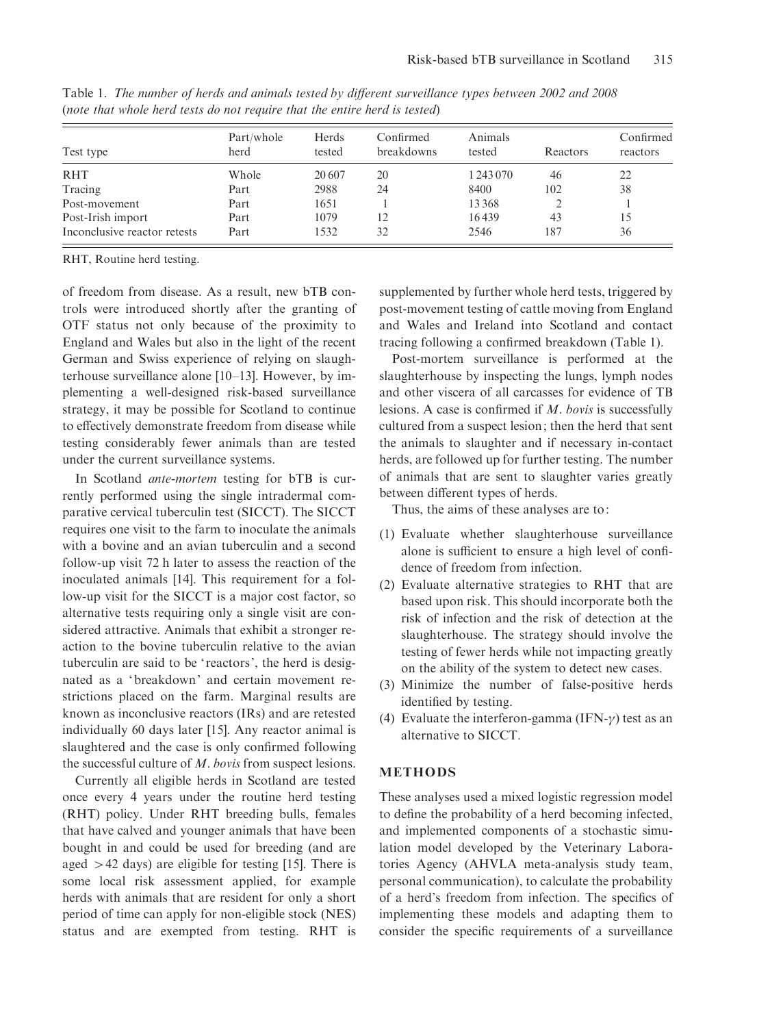Table 1. *The number of herds and animals tested by different surveillance types between 2002 and 2008 (note that whole herd tests do not require that the entire herd is tested)*

| Test type | Part/whole herd | Herds tested | Confirmed breakdowns | Animals tested | Reactors | Confirmed reactors |
|---|---|---|---|---|---|---|
| RHT | Whole | 20 607 | 20 | 1 243 070 | 46 | 22 |
| Tracing | Part | 2988 | 24 | 8400 | 102 | 38 |
| Post-movement | Part | 1651 | 1 | 13 368 | 2 | 1 |
| Post-Irish import | Part | 1079 | 12 | 16 439 | 43 | 15 |
| Inconclusive reactor retests | Part | 1532 | 32 | 2546 | 187 | 36 |

RHT, Routine herd testing.

of freedom from disease. As a result, new bTB controls were introduced shortly after the granting of OTF status not only because of the proximity to England and Wales but also in the light of the recent German and Swiss experience of relying on slaughterhouse surveillance alone [10–13]. However, by implementing a well-designed risk-based surveillance strategy, it may be possible for Scotland to continue to effectively demonstrate freedom from disease while testing considerably fewer animals than are tested under the current surveillance systems.

In Scotland *ante-mortem* testing for bTB is currently performed using the single intradermal comparative cervical tuberculin test (SICCT). The SICCT requires one visit to the farm to inoculate the animals with a bovine and an avian tuberculin and a second follow-up visit 72 h later to assess the reaction of the inoculated animals [14]. This requirement for a follow-up visit for the SICCT is a major cost factor, so alternative tests requiring only a single visit are considered attractive. Animals that exhibit a stronger reaction to the bovine tuberculin relative to the avian tuberculin are said to be 'reactors', the herd is designated as a 'breakdown' and certain movement restrictions placed on the farm. Marginal results are known as inconclusive reactors (IRs) and are retested individually 60 days later [15]. Any reactor animal is slaughtered and the case is only confirmed following the successful culture of *M. bovis* from suspect lesions.

Currently all eligible herds in Scotland are tested once every 4 years under the routine herd testing (RHT) policy. Under RHT breeding bulls, females that have calved and younger animals that have been bought in and could be used for breeding (and are aged >42 days) are eligible for testing [15]. There is some local risk assessment applied, for example herds with animals that are resident for only a short period of time can apply for non-eligible stock (NES) status and are exempted from testing. RHT is supplemented by further whole herd tests, triggered by post-movement testing of cattle moving from England and Wales and Ireland into Scotland and contact tracing following a confirmed breakdown (Table 1).

Post-mortem surveillance is performed at the slaughterhouse by inspecting the lungs, lymph nodes and other viscera of all carcasses for evidence of TB lesions. A case is confirmed if *M. bovis* is successfully cultured from a suspect lesion; then the herd that sent the animals to slaughter and if necessary in-contact herds, are followed up for further testing. The number of animals that are sent to slaughter varies greatly between different types of herds.

Thus, the aims of these analyses are to:

1. Evaluate whether slaughterhouse surveillance alone is sufficient to ensure a high level of confidence of freedom from infection.
2. Evaluate alternative strategies to RHT that are based upon risk. This should incorporate both the risk of infection and the risk of detection at the slaughterhouse. The strategy should involve the testing of fewer herds while not impacting greatly on the ability of the system to detect new cases.
3. Minimize the number of false-positive herds identified by testing.
4. Evaluate the interferon-gamma (IFN-$\gamma$) test as an alternative to SICCT.

## METHODS

These analyses used a mixed logistic regression model to define the probability of a herd becoming infected, and implemented components of a stochastic simulation model developed by the Veterinary Laboratories Agency (AHVLA meta-analysis study team, personal communication), to calculate the probability of a herd's freedom from infection. The specifics of implementing these models and adapting them to consider the specific requirements of a surveillance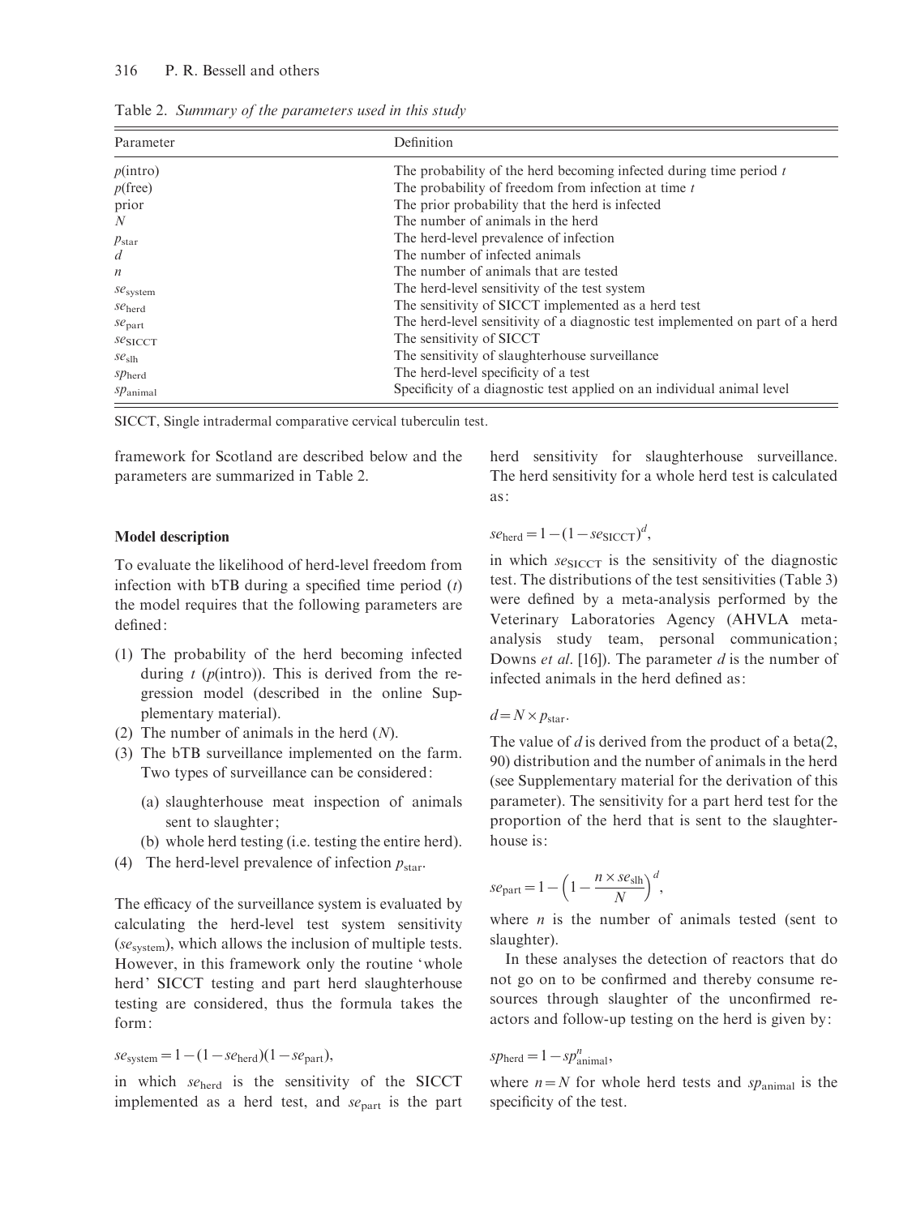Table 2. *Summary of the parameters used in this study*

| Parameter | Definition |
|---|---|
| $p(\text{intro})$ | The probability of the herd becoming infected during time period $t$ |
| $p(\text{free})$ | The probability of freedom from infection at time $t$ |
| prior | The prior probability that the herd is infected |
| $N$ | The number of animals in the herd |
| $p_{\text{star}}$ | The herd-level prevalence of infection |
| $d$ | The number of infected animals |
| $n$ | The number of animals that are tested |
| $se_{\text{system}}$ | The herd-level sensitivity of the test system |
| $se_{\text{herd}}$ | The sensitivity of SICCT implemented as a herd test |
| $se_{\text{part}}$ | The herd-level sensitivity of a diagnostic test implemented on part of a herd |
| $se_{\text{SICCT}}$ | The sensitivity of SICCT |
| $se_{\text{slh}}$ | The sensitivity of slaughterhouse surveillance |
| $sp_{\text{herd}}$ | The herd-level specificity of a test |
| $sp_{\text{animal}}$ | Specificity of a diagnostic test applied on an individual animal level |

SICCT, Single intradermal comparative cervical tuberculin test.

framework for Scotland are described below and the parameters are summarized in Table 2.

### Model description

To evaluate the likelihood of herd-level freedom from infection with bTB during a specified time period ($t$) the model requires that the following parameters are defined:

1. The probability of the herd becoming infected during $t$ ($p(\text{intro})$). This is derived from the regression model (described in the online Supplementary material).
2. The number of animals in the herd ($N$).
3. The bTB surveillance implemented on the farm. Two types of surveillance can be considered:
   - (a) slaughterhouse meat inspection of animals sent to slaughter;
   - (b) whole herd testing (i.e. testing the entire herd).
4. The herd-level prevalence of infection $p_{\text{star}}$.

The efficacy of the surveillance system is evaluated by calculating the herd-level test system sensitivity ($se_{\text{system}}$), which allows the inclusion of multiple tests. However, in this framework only the routine 'whole herd' SICCT testing and part herd slaughterhouse testing are considered, thus the formula takes the form:

$$se_{\text{system}} = 1 - (1 - se_{\text{herd}})(1 - se_{\text{part}}),$$

in which $se_{\text{herd}}$ is the sensitivity of the SICCT implemented as a herd test, and $se_{\text{part}}$ is the part herd sensitivity for slaughterhouse surveillance. The herd sensitivity for a whole herd test is calculated as:

$$se_{\text{herd}} = 1 - (1 - se_{\text{SICCT}})^{d},$$

in which $se_{\text{SICCT}}$ is the sensitivity of the diagnostic test. The distributions of the test sensitivities (Table 3) were defined by a meta-analysis performed by the Veterinary Laboratories Agency (AHVLA meta-analysis study team, personal communication; Downs *et al*. [16]). The parameter $d$ is the number of infected animals in the herd defined as:

$$d = N \times p_{\text{star}}.$$

The value of $d$ is derived from the product of a beta(2, 90) distribution and the number of animals in the herd (see Supplementary material for the derivation of this parameter). The sensitivity for a part herd test for the proportion of the herd that is sent to the slaughterhouse is:

$$se_{\text{part}} = 1 - \left(1 - \frac{n \times se_{\text{slh}}}{N}\right)^{d},$$

where $n$ is the number of animals tested (sent to slaughter).

In these analyses the detection of reactors that do not go on to be confirmed and thereby consume resources through slaughter of the unconfirmed reactors and follow-up testing on the herd is given by:

$$sp_{\text{herd}} = 1 - sp_{\text{animal}}^{n},$$

where $n = N$ for whole herd tests and $sp_{\text{animal}}$ is the specificity of the test.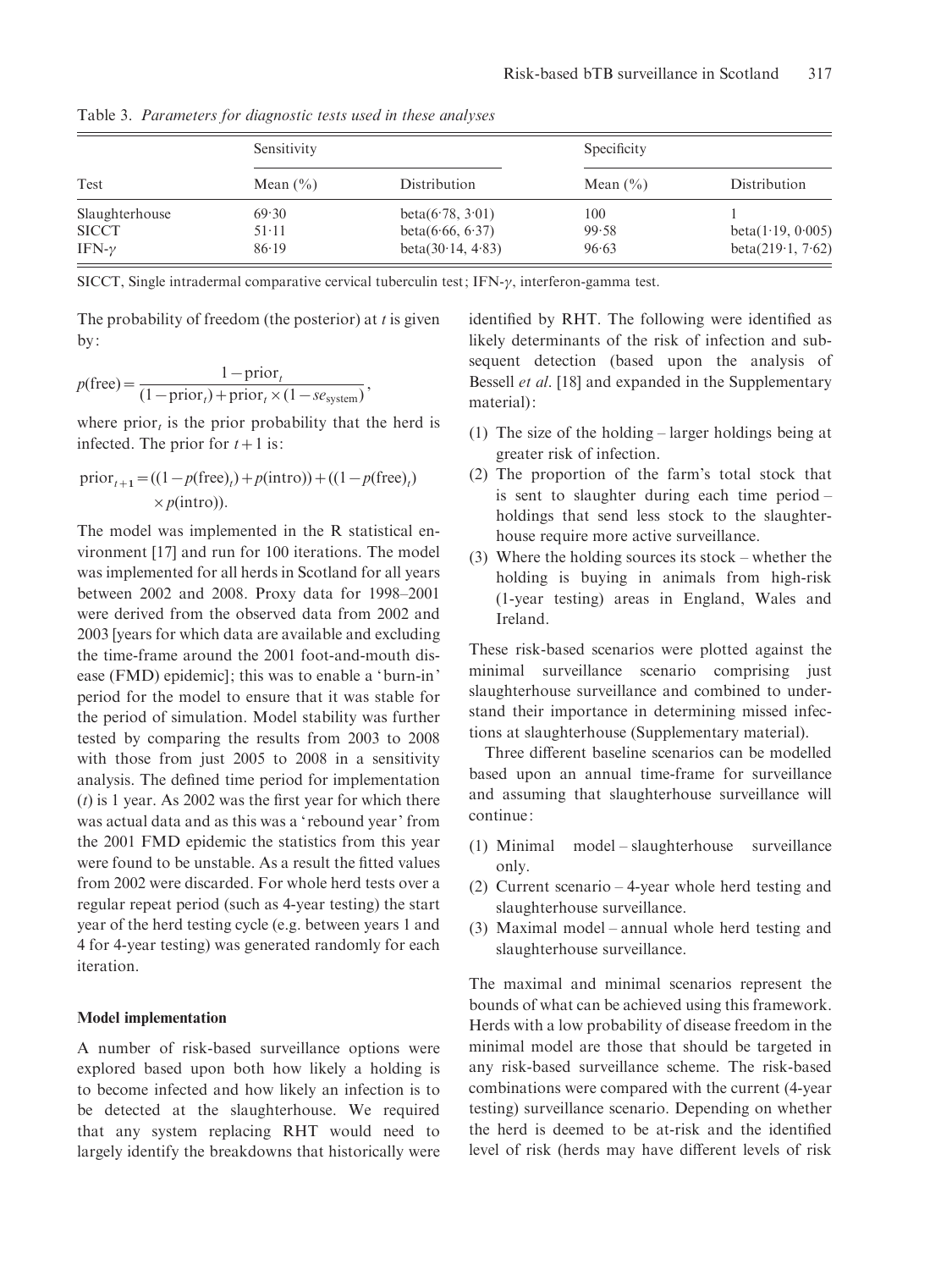Table 3. *Parameters for diagnostic tests used in these analyses*

| Test | Sensitivity | | Specificity | |
|---|---|---|---|---|
| | Mean (%) | Distribution | Mean (%) | Distribution |
| Slaughterhouse | 69·30 | beta(6·78, 3·01) | 100 | 1 |
| SICCT | 51·11 | beta(6·66, 6·37) | 99·58 | beta(1·19, 0·005) |
| IFN-$\gamma$ | 86·19 | beta(30·14, 4·83) | 96·63 | beta(219·1, 7·62) |

SICCT, Single intradermal comparative cervical tuberculin test; IFN-$\gamma$, interferon-gamma test.

The probability of freedom (the posterior) at $t$ is given by:

$$p(\text{free}) = \frac{1 - \text{prior}_t}{(1 - \text{prior}_t) + \text{prior}_t \times (1 - se_{\text{system}})},$$

where $\text{prior}_t$ is the prior probability that the herd is infected. The prior for $t+1$ is:

$$\text{prior}_{t+1} = ((1 - p(\text{free})_t) + p(\text{intro})) + ((1 - p(\text{free})_t) \times p(\text{intro})).$$

The model was implemented in the R statistical environment [17] and run for 100 iterations. The model was implemented for all herds in Scotland for all years between 2002 and 2008. Proxy data for 1998–2001 were derived from the observed data from 2002 and 2003 [years for which data are available and excluding the time-frame around the 2001 foot-and-mouth disease (FMD) epidemic]; this was to enable a 'burn-in' period for the model to ensure that it was stable for the period of simulation. Model stability was further tested by comparing the results from 2003 to 2008 with those from just 2005 to 2008 in a sensitivity analysis. The defined time period for implementation ($t$) is 1 year. As 2002 was the first year for which there was actual data and as this was a 'rebound year' from the 2001 FMD epidemic the statistics from this year were found to be unstable. As a result the fitted values from 2002 were discarded. For whole herd tests over a regular repeat period (such as 4-year testing) the start year of the herd testing cycle (e.g. between years 1 and 4 for 4-year testing) was generated randomly for each iteration.

### Model implementation

A number of risk-based surveillance options were explored based upon both how likely a holding is to become infected and how likely an infection is to be detected at the slaughterhouse. We required that any system replacing RHT would need to largely identify the breakdowns that historically were identified by RHT. The following were identified as likely determinants of the risk of infection and subsequent detection (based upon the analysis of Bessell *et al.* [18] and expanded in the Supplementary material):

(1) The size of the holding – larger holdings being at greater risk of infection.
(2) The proportion of the farm's total stock that is sent to slaughter during each time period – holdings that send less stock to the slaughterhouse require more active surveillance.
(3) Where the holding sources its stock – whether the holding is buying in animals from high-risk (1-year testing) areas in England, Wales and Ireland.

These risk-based scenarios were plotted against the minimal surveillance scenario comprising just slaughterhouse surveillance and combined to understand their importance in determining missed infections at slaughterhouse (Supplementary material).

Three different baseline scenarios can be modelled based upon an annual time-frame for surveillance and assuming that slaughterhouse surveillance will continue:

(1) Minimal model – slaughterhouse surveillance only.
(2) Current scenario – 4-year whole herd testing and slaughterhouse surveillance.
(3) Maximal model – annual whole herd testing and slaughterhouse surveillance.

The maximal and minimal scenarios represent the bounds of what can be achieved using this framework. Herds with a low probability of disease freedom in the minimal model are those that should be targeted in any risk-based surveillance scheme. The risk-based combinations were compared with the current (4-year testing) surveillance scenario. Depending on whether the herd is deemed to be at-risk and the identified level of risk (herds may have different levels of risk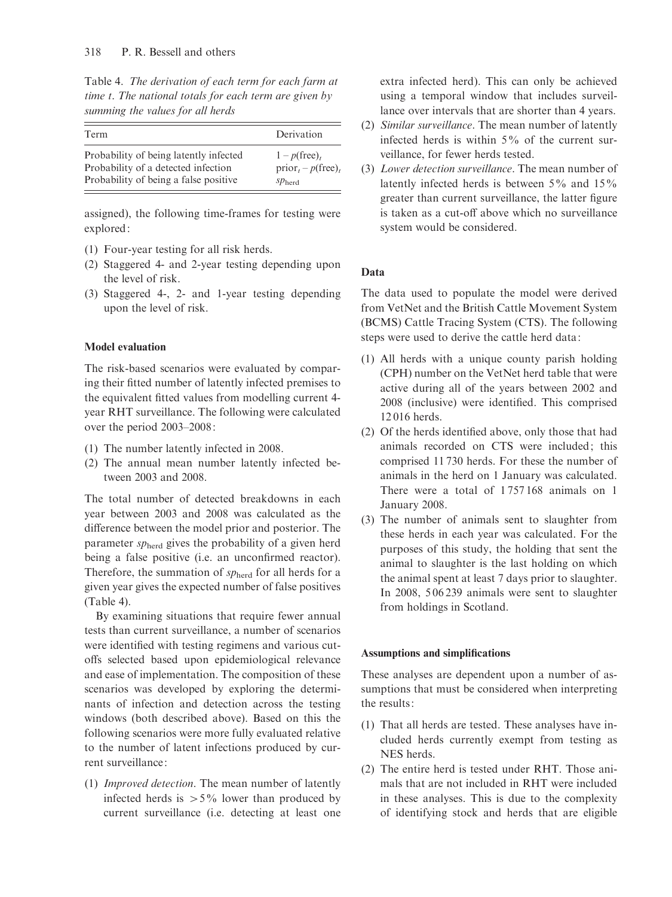Table 4. *The derivation of each term for each farm at time t. The national totals for each term are given by summing the values for all herds*

| Term | Derivation |
|---|---|
| Probability of being latently infected | $1 - p(\text{free})_t$ |
| Probability of a detected infection | $\text{prior}_t - p(\text{free})_t$ |
| Probability of being a false positive | $sp_{\text{herd}}$ |

assigned), the following time-frames for testing were explored:

(1) Four-year testing for all risk herds.
(2) Staggered 4- and 2-year testing depending upon the level of risk.
(3) Staggered 4-, 2- and 1-year testing depending upon the level of risk.

### Model evaluation

The risk-based scenarios were evaluated by comparing their fitted number of latently infected premises to the equivalent fitted values from modelling current 4-year RHT surveillance. The following were calculated over the period 2003–2008:

(1) The number latently infected in 2008.
(2) The annual mean number latently infected between 2003 and 2008.

The total number of detected breakdowns in each year between 2003 and 2008 was calculated as the difference between the model prior and posterior. The parameter $sp_{\text{herd}}$ gives the probability of a given herd being a false positive (i.e. an unconfirmed reactor). Therefore, the summation of $sp_{\text{herd}}$ for all herds for a given year gives the expected number of false positives (Table 4).

By examining situations that require fewer annual tests than current surveillance, a number of scenarios were identified with testing regimens and various cut-offs selected based upon epidemiological relevance and ease of implementation. The composition of these scenarios was developed by exploring the determinants of infection and detection across the testing windows (both described above). Based on this the following scenarios were more fully evaluated relative to the number of latent infections produced by current surveillance:

(1) *Improved detection*. The mean number of latently infected herds is $>5\%$ lower than produced by current surveillance (i.e. detecting at least one extra infected herd). This can only be achieved using a temporal window that includes surveillance over intervals that are shorter than 4 years.
(2) *Similar surveillance*. The mean number of latently infected herds is within 5% of the current surveillance, for fewer herds tested.
(3) *Lower detection surveillance*. The mean number of latently infected herds is between 5% and 15% greater than current surveillance, the latter figure is taken as a cut-off above which no surveillance system would be considered.

### Data

The data used to populate the model were derived from VetNet and the British Cattle Movement System (BCMS) Cattle Tracing System (CTS). The following steps were used to derive the cattle herd data:

(1) All herds with a unique county parish holding (CPH) number on the VetNet herd table that were active during all of the years between 2002 and 2008 (inclusive) were identified. This comprised 12 016 herds.
(2) Of the herds identified above, only those that had animals recorded on CTS were included; this comprised 11 730 herds. For these the number of animals in the herd on 1 January was calculated. There were a total of 1 757 168 animals on 1 January 2008.
(3) The number of animals sent to slaughter from these herds in each year was calculated. For the purposes of this study, the holding that sent the animal to slaughter is the last holding on which the animal spent at least 7 days prior to slaughter. In 2008, 506 239 animals were sent to slaughter from holdings in Scotland.

### Assumptions and simplifications

These analyses are dependent upon a number of assumptions that must be considered when interpreting the results:

(1) That all herds are tested. These analyses have included herds currently exempt from testing as NES herds.
(2) The entire herd is tested under RHT. Those animals that are not included in RHT were included in these analyses. This is due to the complexity of identifying stock and herds that are eligible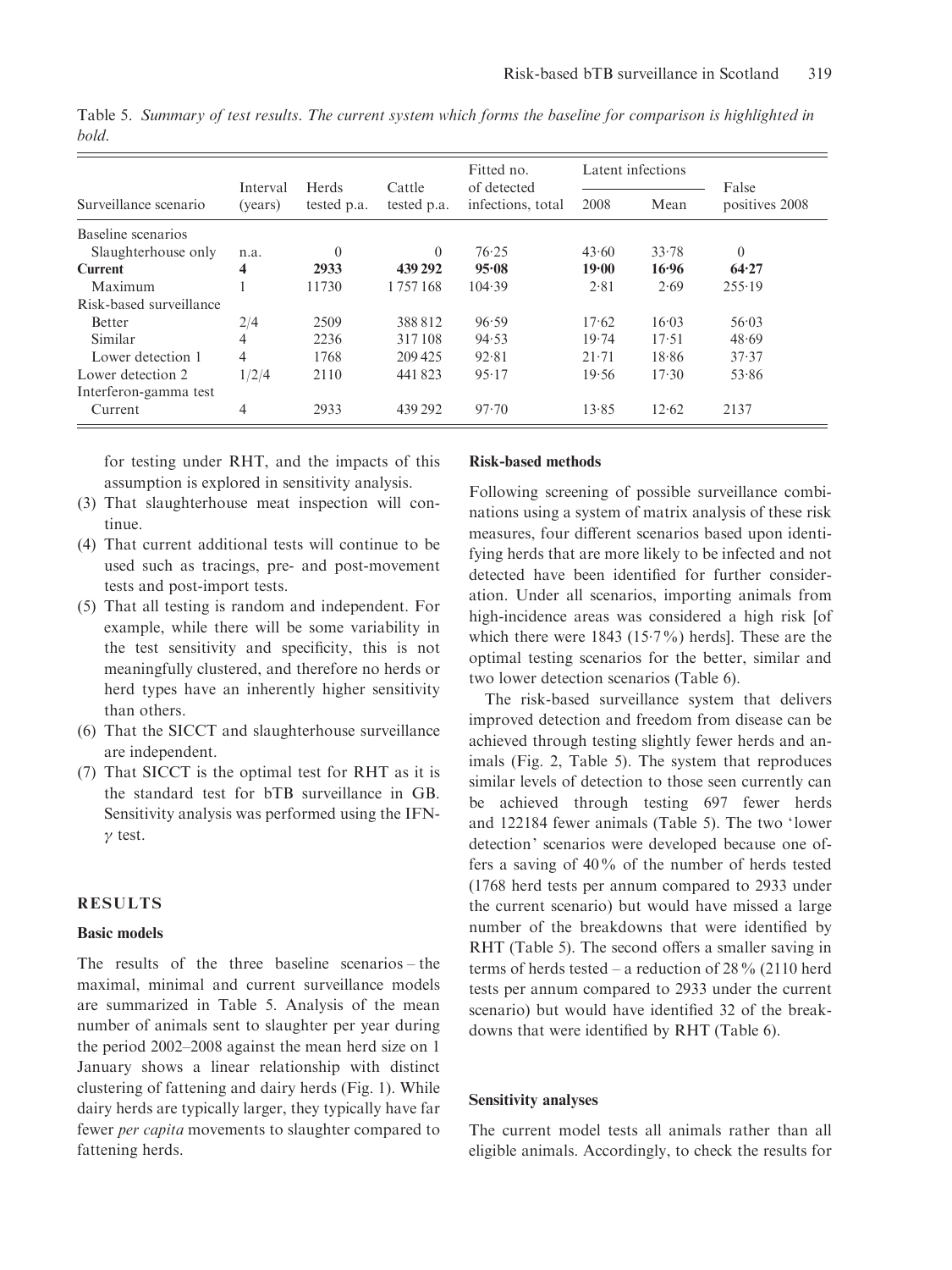Table 5. *Summary of test results. The current system which forms the baseline for comparison is highlighted in bold.*

| Surveillance scenario | Interval (years) | Herds tested p.a. | Cattle tested p.a. | Fitted no. of detected infections, total | Latent infections 2008 | Latent infections Mean | False positives 2008 |
|---|---|---|---|---|---|---|---|
| Baseline scenarios | | | | | | | |
| Slaughterhouse only | n.a. | 0 | 0 | 76·25 | 43·60 | 33·78 | 0 |
| **Current** | **4** | **2933** | **439 292** | **95·08** | **19·00** | **16·96** | **64·27** |
| Maximum | 1 | 11730 | 1 757 168 | 104·39 | 2·81 | 2·69 | 255·19 |
| Risk-based surveillance | | | | | | | |
| Better | 2/4 | 2509 | 388 812 | 96·59 | 17·62 | 16·03 | 56·03 |
| Similar | 4 | 2236 | 317 108 | 94·53 | 19·74 | 17·51 | 48·69 |
| Lower detection 1 | 4 | 1768 | 209 425 | 92·81 | 21·71 | 18·86 | 37·37 |
| Lower detection 2 | 1/2/4 | 2110 | 441 823 | 95·17 | 19·56 | 17·30 | 53·86 |
| Interferon-gamma test | | | | | | | |
| Current | 4 | 2933 | 439 292 | 97·70 | 13·85 | 12·62 | 2137 |

for testing under RHT, and the impacts of this assumption is explored in sensitivity analysis.

(3) That slaughterhouse meat inspection will continue.
(4) That current additional tests will continue to be used such as tracings, pre- and post-movement tests and post-import tests.
(5) That all testing is random and independent. For example, while there will be some variability in the test sensitivity and specificity, this is not meaningfully clustered, and therefore no herds or herd types have an inherently higher sensitivity than others.
(6) That the SICCT and slaughterhouse surveillance are independent.
(7) That SICCT is the optimal test for RHT as it is the standard test for bTB surveillance in GB. Sensitivity analysis was performed using the IFN-$\gamma$ test.

## RESULTS

### Basic models

The results of the three baseline scenarios – the maximal, minimal and current surveillance models are summarized in Table 5. Analysis of the mean number of animals sent to slaughter per year during the period 2002–2008 against the mean herd size on 1 January shows a linear relationship with distinct clustering of fattening and dairy herds (Fig. 1). While dairy herds are typically larger, they typically have far fewer *per capita* movements to slaughter compared to fattening herds.

### Risk-based methods

Following screening of possible surveillance combinations using a system of matrix analysis of these risk measures, four different scenarios based upon identifying herds that are more likely to be infected and not detected have been identified for further consideration. Under all scenarios, importing animals from high-incidence areas was considered a high risk [of which there were 1843 (15·7%) herds]. These are the optimal testing scenarios for the better, similar and two lower detection scenarios (Table 6).

The risk-based surveillance system that delivers improved detection and freedom from disease can be achieved through testing slightly fewer herds and animals (Fig. 2, Table 5). The system that reproduces similar levels of detection to those seen currently can be achieved through testing 697 fewer herds and 122184 fewer animals (Table 5). The two 'lower detection' scenarios were developed because one offers a saving of 40% of the number of herds tested (1768 herd tests per annum compared to 2933 under the current scenario) but would have missed a large number of the breakdowns that were identified by RHT (Table 5). The second offers a smaller saving in terms of herds tested – a reduction of 28% (2110 herd tests per annum compared to 2933 under the current scenario) but would have identified 32 of the breakdowns that were identified by RHT (Table 6).

### Sensitivity analyses

The current model tests all animals rather than all eligible animals. Accordingly, to check the results for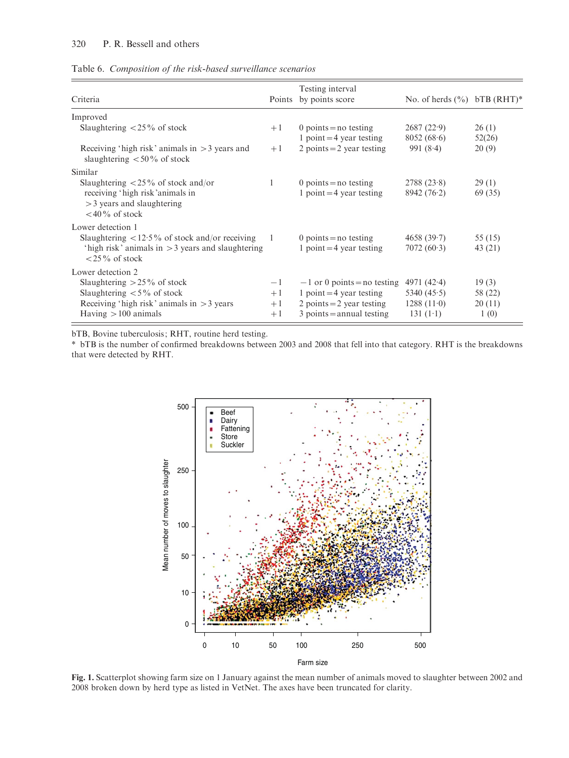Table 6. *Composition of the risk-based surveillance scenarios*

| Criteria | Points | Testing interval by points score | No. of herds (%) | bTB (RHT)* |
|---|---|---|---|---|
| Improved | | | | |
| Slaughtering <25% of stock | +1 | 0 points = no testing | 2687 (22·9) | 26 (1) |
| | | 1 point = 4 year testing | 8052 (68·6) | 52(26) |
| Receiving 'high risk' animals in >3 years and slaughtering <50% of stock | +1 | 2 points = 2 year testing | 991 (8·4) | 20 (9) |
| Similar | | | | |
| Slaughtering <25% of stock and/or receiving 'high risk'animals in >3 years and slaughtering <40% of stock | 1 | 0 points = no testing | 2788 (23·8) | 29 (1) |
| | | 1 point = 4 year testing | 8942 (76·2) | 69 (35) |
| Lower detection 1 | | | | |
| Slaughtering <12·5% of stock and/or receiving 'high risk' animals in >3 years and slaughtering <25% of stock | 1 | 0 points = no testing | 4658 (39·7) | 55 (15) |
| | | 1 point = 4 year testing | 7072 (60·3) | 43 (21) |
| Lower detection 2 | | | | |
| Slaughtering >25% of stock | −1 | −1 or 0 points = no testing | 4971 (42·4) | 19 (3) |
| Slaughtering <5% of stock | +1 | 1 point = 4 year testing | 5340 (45·5) | 58 (22) |
| Receiving 'high risk' animals in >3 years | +1 | 2 points = 2 year testing | 1288 (11·0) | 20 (11) |
| Having >100 animals | +1 | 3 points = annual testing | 131 (1·1) | 1 (0) |

bTB, Bovine tuberculosis; RHT, routine herd testing.

\* bTB is the number of confirmed breakdowns between 2003 and 2008 that fell into that category. RHT is the breakdowns that were detected by RHT.

**Fig. 1.** Scatterplot showing farm size on 1 January against the mean number of animals moved to slaughter between 2002 and 2008 broken down by herd type as listed in VetNet. The axes have been truncated for clarity.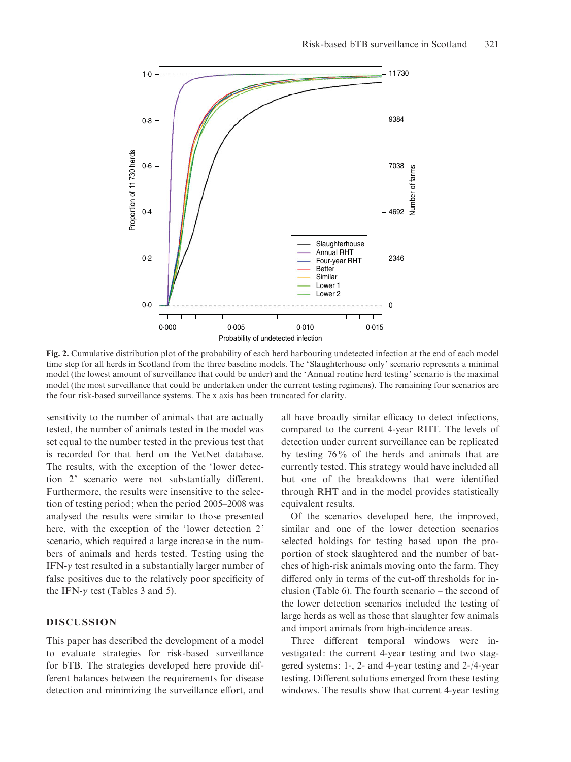**Fig. 2.** Cumulative distribution plot of the probability of each herd harbouring undetected infection at the end of each model time step for all herds in Scotland from the three baseline models. The 'Slaughterhouse only' scenario represents a minimal model (the lowest amount of surveillance that could be under) and the 'Annual routine herd testing' scenario is the maximal model (the most surveillance that could be undertaken under the current testing regimens). The remaining four scenarios are the four risk-based surveillance systems. The x axis has been truncated for clarity.

sensitivity to the number of animals that are actually tested, the number of animals tested in the model was set equal to the number tested in the previous test that is recorded for that herd on the VetNet database. The results, with the exception of the 'lower detection 2' scenario were not substantially different. Furthermore, the results were insensitive to the selection of testing period; when the period 2005–2008 was analysed the results were similar to those presented here, with the exception of the 'lower detection 2' scenario, which required a large increase in the numbers of animals and herds tested. Testing using the IFN-$\gamma$ test resulted in a substantially larger number of false positives due to the relatively poor specificity of the IFN-$\gamma$ test (Tables 3 and 5).

## DISCUSSION

This paper has described the development of a model to evaluate strategies for risk-based surveillance for bTB. The strategies developed here provide different balances between the requirements for disease detection and minimizing the surveillance effort, and all have broadly similar efficacy to detect infections, compared to the current 4-year RHT. The levels of detection under current surveillance can be replicated by testing 76% of the herds and animals that are currently tested. This strategy would have included all but one of the breakdowns that were identified through RHT and in the model provides statistically equivalent results.

Of the scenarios developed here, the improved, similar and one of the lower detection scenarios selected holdings for testing based upon the proportion of stock slaughtered and the number of batches of high-risk animals moving onto the farm. They differed only in terms of the cut-off thresholds for inclusion (Table 6). The fourth scenario – the second of the lower detection scenarios included the testing of large herds as well as those that slaughter few animals and import animals from high-incidence areas.

Three different temporal windows were investigated: the current 4-year testing and two staggered systems: 1-, 2- and 4-year testing and 2-/4-year testing. Different solutions emerged from these testing windows. The results show that current 4-year testing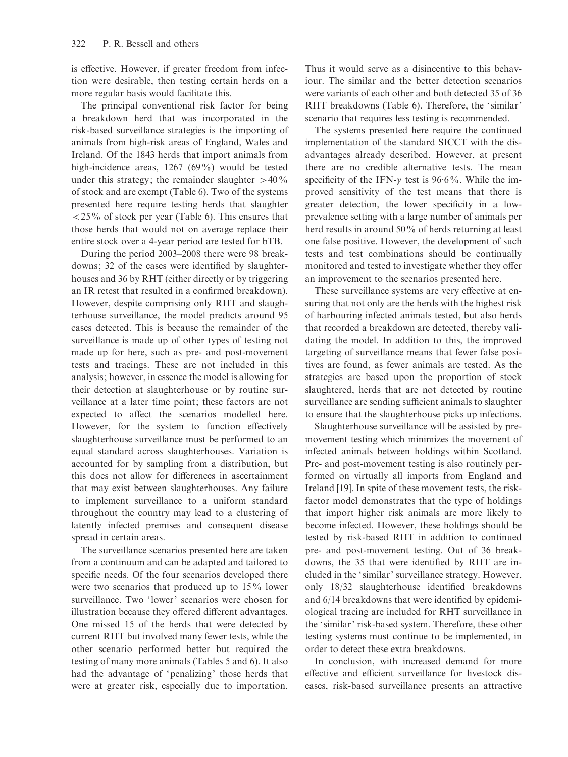is effective. However, if greater freedom from infection were desirable, then testing certain herds on a more regular basis would facilitate this.

The principal conventional risk factor for being a breakdown herd that was incorporated in the risk-based surveillance strategies is the importing of animals from high-risk areas of England, Wales and Ireland. Of the 1843 herds that import animals from high-incidence areas, 1267 (69%) would be tested under this strategy; the remainder slaughter >40% of stock and are exempt (Table 6). Two of the systems presented here require testing herds that slaughter <25% of stock per year (Table 6). This ensures that those herds that would not on average replace their entire stock over a 4-year period are tested for bTB.

During the period 2003–2008 there were 98 breakdowns; 32 of the cases were identified by slaughterhouses and 36 by RHT (either directly or by triggering an IR retest that resulted in a confirmed breakdown). However, despite comprising only RHT and slaughterhouse surveillance, the model predicts around 95 cases detected. This is because the remainder of the surveillance is made up of other types of testing not made up for here, such as pre- and post-movement tests and tracings. These are not included in this analysis; however, in essence the model is allowing for their detection at slaughterhouse or by routine surveillance at a later time point; these factors are not expected to affect the scenarios modelled here. However, for the system to function effectively slaughterhouse surveillance must be performed to an equal standard across slaughterhouses. Variation is accounted for by sampling from a distribution, but this does not allow for differences in ascertainment that may exist between slaughterhouses. Any failure to implement surveillance to a uniform standard throughout the country may lead to a clustering of latently infected premises and consequent disease spread in certain areas.

The surveillance scenarios presented here are taken from a continuum and can be adapted and tailored to specific needs. Of the four scenarios developed there were two scenarios that produced up to 15% lower surveillance. Two 'lower' scenarios were chosen for illustration because they offered different advantages. One missed 15 of the herds that were detected by current RHT but involved many fewer tests, while the other scenario performed better but required the testing of many more animals (Tables 5 and 6). It also had the advantage of 'penalizing' those herds that were at greater risk, especially due to importation. Thus it would serve as a disincentive to this behaviour. The similar and the better detection scenarios were variants of each other and both detected 35 of 36 RHT breakdowns (Table 6). Therefore, the 'similar' scenario that requires less testing is recommended.

The systems presented here require the continued implementation of the standard SICCT with the disadvantages already described. However, at present there are no credible alternative tests. The mean specificity of the IFN-$\gamma$ test is 96·6%. While the improved sensitivity of the test means that there is greater detection, the lower specificity in a low-prevalence setting with a large number of animals per herd results in around 50% of herds returning at least one false positive. However, the development of such tests and test combinations should be continually monitored and tested to investigate whether they offer an improvement to the scenarios presented here.

These surveillance systems are very effective at ensuring that not only are the herds with the highest risk of harbouring infected animals tested, but also herds that recorded a breakdown are detected, thereby validating the model. In addition to this, the improved targeting of surveillance means that fewer false positives are found, as fewer animals are tested. As the strategies are based upon the proportion of stock slaughtered, herds that are not detected by routine surveillance are sending sufficient animals to slaughter to ensure that the slaughterhouse picks up infections.

Slaughterhouse surveillance will be assisted by premovement testing which minimizes the movement of infected animals between holdings within Scotland. Pre- and post-movement testing is also routinely performed on virtually all imports from England and Ireland [19]. In spite of these movement tests, the risk-factor model demonstrates that the type of holdings that import higher risk animals are more likely to become infected. However, these holdings should be tested by risk-based RHT in addition to continued pre- and post-movement testing. Out of 36 breakdowns, the 35 that were identified by RHT are included in the 'similar' surveillance strategy. However, only 18/32 slaughterhouse identified breakdowns and 6/14 breakdowns that were identified by epidemiological tracing are included for RHT surveillance in the 'similar' risk-based system. Therefore, these other testing systems must continue to be implemented, in order to detect these extra breakdowns.

In conclusion, with increased demand for more effective and efficient surveillance for livestock diseases, risk-based surveillance presents an attractive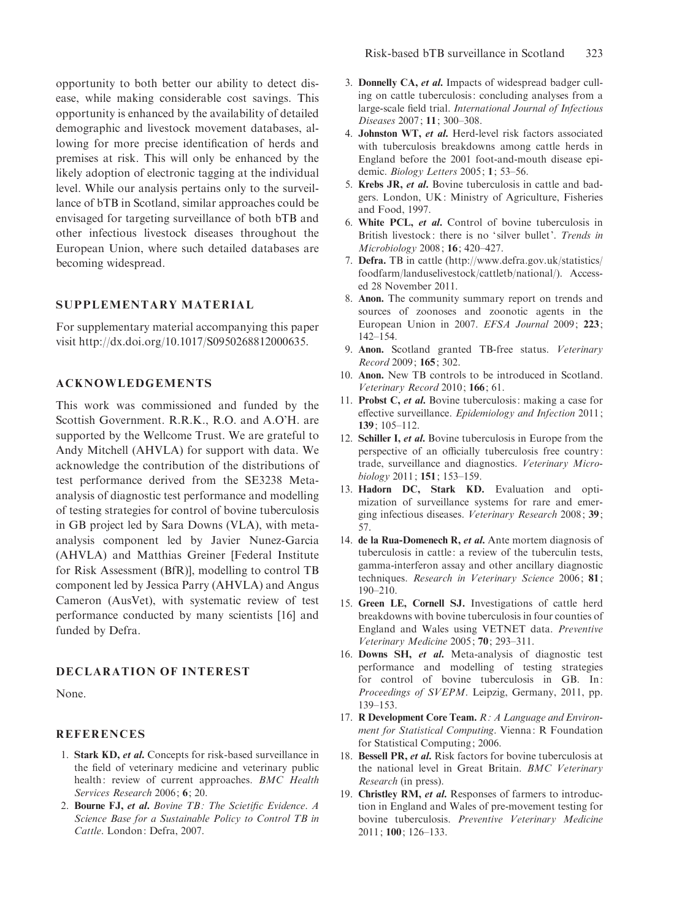opportunity to both better our ability to detect disease, while making considerable cost savings. This opportunity is enhanced by the availability of detailed demographic and livestock movement databases, allowing for more precise identification of herds and premises at risk. This will only be enhanced by the likely adoption of electronic tagging at the individual level. While our analysis pertains only to the surveillance of bTB in Scotland, similar approaches could be envisaged for targeting surveillance of both bTB and other infectious livestock diseases throughout the European Union, where such detailed databases are becoming widespread.

## SUPPLEMENTARY MATERIAL

For supplementary material accompanying this paper visit http://dx.doi.org/10.1017/S0950268812000635.

## ACKNOWLEDGEMENTS

This work was commissioned and funded by the Scottish Government. R.R.K., R.O. and A.O'H. are supported by the Wellcome Trust. We are grateful to Andy Mitchell (AHVLA) for support with data. We acknowledge the contribution of the distributions of test performance derived from the SE3238 Meta-analysis of diagnostic test performance and modelling of testing strategies for control of bovine tuberculosis in GB project led by Sara Downs (VLA), with meta-analysis component led by Javier Nunez-Garcia (AHVLA) and Matthias Greiner [Federal Institute for Risk Assessment (BfR)], modelling to control TB component led by Jessica Parry (AHVLA) and Angus Cameron (AusVet), with systematic review of test performance conducted by many scientists [16] and funded by Defra.

## DECLARATION OF INTEREST

None.

## REFERENCES

1. **Stark KD, *et al.*** Concepts for risk-based surveillance in the field of veterinary medicine and veterinary public health: review of current approaches. *BMC Health Services Research* 2006; **6**; 20.
2. **Bourne FJ, *et al.*** *Bovine TB: The Scietific Evidence. A Science Base for a Sustainable Policy to Control TB in Cattle*. London: Defra, 2007.
3. **Donnelly CA, *et al.*** Impacts of widespread badger culling on cattle tuberculosis: concluding analyses from a large-scale field trial. *International Journal of Infectious Diseases* 2007; **11**; 300–308.
4. **Johnston WT, *et al.*** Herd-level risk factors associated with tuberculosis breakdowns among cattle herds in England before the 2001 foot-and-mouth disease epidemic. *Biology Letters* 2005; **1**; 53–56.
5. **Krebs JR, *et al.*** Bovine tuberculosis in cattle and badgers. London, UK: Ministry of Agriculture, Fisheries and Food, 1997.
6. **White PCL, *et al.*** Control of bovine tuberculosis in British livestock: there is no 'silver bullet'. *Trends in Microbiology* 2008; **16**; 420–427.
7. **Defra.** TB in cattle (http://www.defra.gov.uk/statistics/foodfarm/landuselivestock/cattletb/national/). Accessed 28 November 2011.
8. **Anon.** The community summary report on trends and sources of zoonoses and zoonotic agents in the European Union in 2007. *EFSA Journal* 2009; **223**; 142–154.
9. **Anon.** Scotland granted TB-free status. *Veterinary Record* 2009; **165**; 302.
10. **Anon.** New TB controls to be introduced in Scotland. *Veterinary Record* 2010; **166**; 61.
11. **Probst C, *et al.*** Bovine tuberculosis: making a case for effective surveillance. *Epidemiology and Infection* 2011; **139**; 105–112.
12. **Schiller I, *et al.*** Bovine tuberculosis in Europe from the perspective of an officially tuberculosis free country: trade, surveillance and diagnostics. *Veterinary Microbiology* 2011; **151**; 153–159.
13. **Hadorn DC, Stark KD.** Evaluation and optimization of surveillance systems for rare and emerging infectious diseases. *Veterinary Research* 2008; **39**; 57.
14. **de la Rua-Domenech R, *et al.*** Ante mortem diagnosis of tuberculosis in cattle: a review of the tuberculin tests, gamma-interferon assay and other ancillary diagnostic techniques. *Research in Veterinary Science* 2006; **81**; 190–210.
15. **Green LE, Cornell SJ.** Investigations of cattle herd breakdowns with bovine tuberculosis in four counties of England and Wales using VETNET data. *Preventive Veterinary Medicine* 2005; **70**; 293–311.
16. **Downs SH, *et al.*** Meta-analysis of diagnostic test performance and modelling of testing strategies for control of bovine tuberculosis in GB. In: *Proceedings of SVEPM*. Leipzig, Germany, 2011, pp. 139–153.
17. **R Development Core Team.** *R: A Language and Environment for Statistical Computing*. Vienna: R Foundation for Statistical Computing; 2006.
18. **Bessell PR, *et al.*** Risk factors for bovine tuberculosis at the national level in Great Britain. *BMC Veterinary Research* (in press).
19. **Christley RM, *et al.*** Responses of farmers to introduction in England and Wales of pre-movement testing for bovine tuberculosis. *Preventive Veterinary Medicine* 2011; **100**; 126–133.